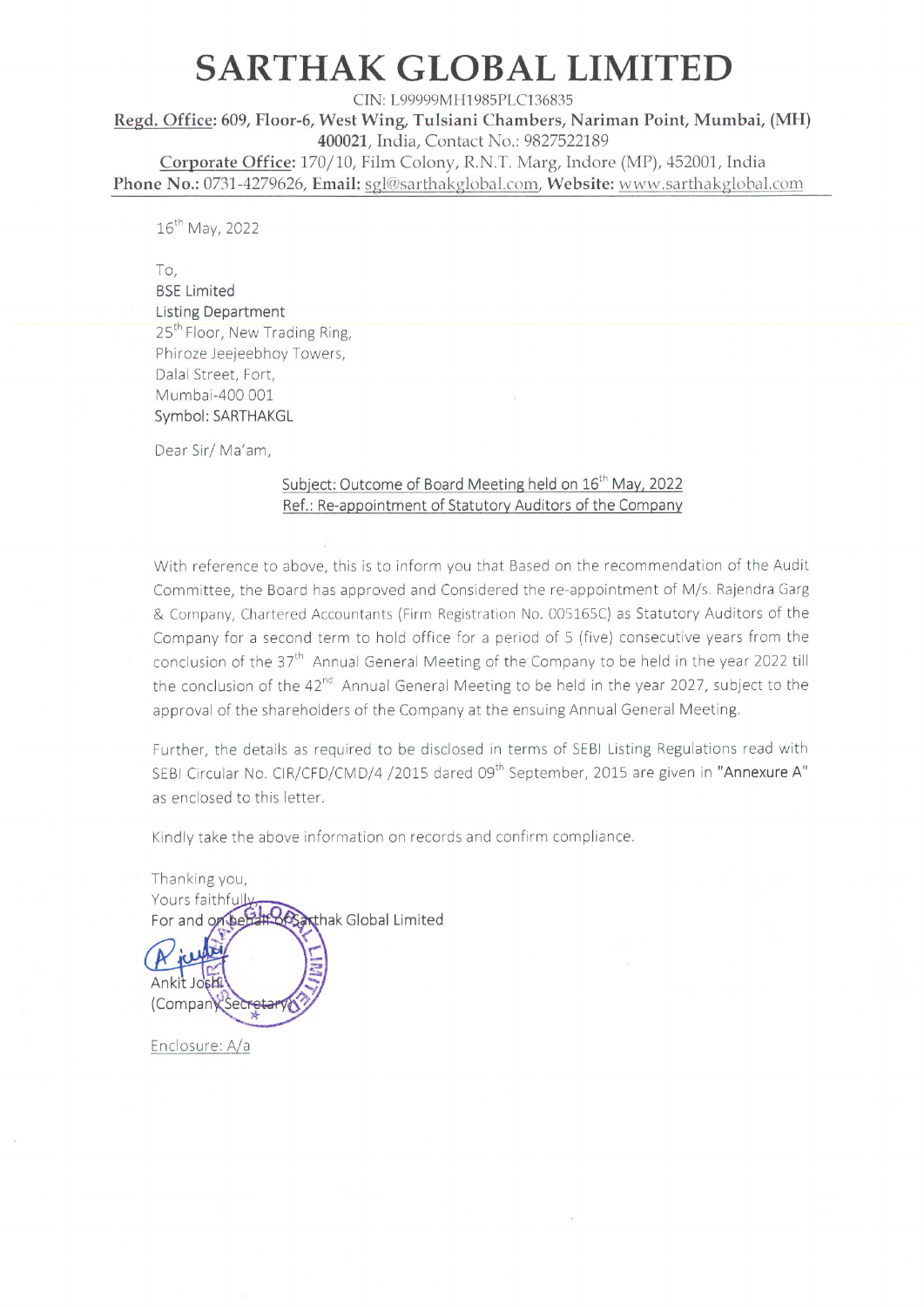# SARTHAK GLOBAL LIMITED

CIN: L99999MH1985PLC136835

Regd. Office: 609, Floor-6, West Wing, Tulsiani Chambers, Nariman Point, Mumbai, (MH) 400021, India, Contact No.: 9827522189

Corporate Office: 170/10, Film Colony, R.N.T. Marg, Indore (MP), 452001, India

**Phone No.:** 0731-4279626, **Email:** sgl@sarthakglobal.com, **Website:** www.sarthakglobal.com

16th May, 2022

To,
BSE Limited
Listing Department
25th Floor, New Trading Ring,
Phiroze Jeejeebhoy Towers,
Dalal Street, Fort,
Mumbai-400 001
Symbol: SARTHAKGL

Dear Sir/ Ma'am,

Subject: Outcome of Board Meeting held on 16th May, 2022
Ref.: Re-appointment of Statutory Auditors of the Company

With reference to above, this is to inform you that Based on the recommendation of the Audit Committee, the Board has approved and Considered the re-appointment of M/s. Rajendra Garg & Company, Chartered Accountants (Firm Registration No. 005165C) as Statutory Auditors of the Company for a second term to hold office for a period of 5 (five) consecutive years from the conclusion of the 37th Annual General Meeting of the Company to be held in the year 2022 till the conclusion of the 42nd Annual General Meeting to be held in the year 2027, subject to the approval of the shareholders of the Company at the ensuing Annual General Meeting.

Further, the details as required to be disclosed in terms of SEBI Listing Regulations read with SEBI Circular No. CIR/CFD/CMD/4 /2015 dared 09th September, 2015 are given in "Annexure A" as enclosed to this letter.

Kindly take the above information on records and confirm compliance.

Thanking you,
Yours faithfully,
For and on behalf of Sarthak Global Limited

Ankit Joshi
(Company Secretary)

Enclosure: A/a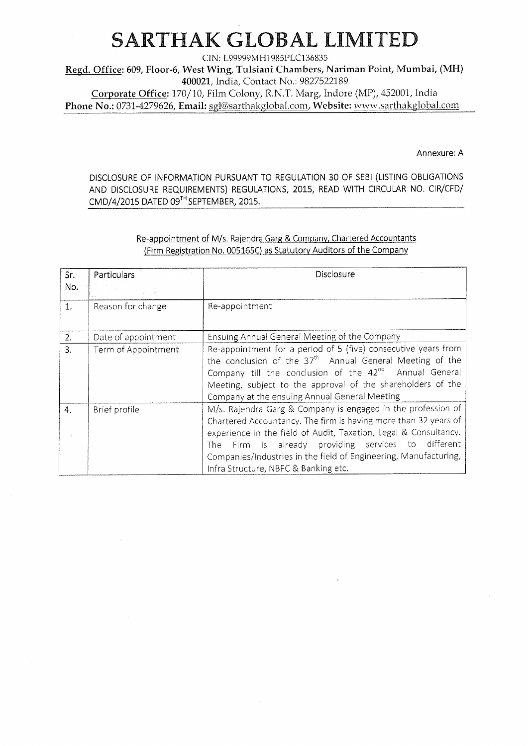# SARTHAK GLOBAL LIMITED

CIN: L99999MH1985PLC136835

**Regd. Office: 609, Floor-6, West Wing, Tulsiani Chambers, Nariman Point, Mumbai, (MH) 400021**, India, Contact No.: 9827522189

**Corporate Office:** 170/10, Film Colony, R.N.T. Marg, Indore (MP), 452001, India

**Phone No.:** 0731-4279626, **Email:** sgl@sarthakglobal.com, **Website:** www.sarthakglobal.com

Annexure: A

DISCLOSURE OF INFORMATION PURSUANT TO REGULATION 30 OF SEBI (LISTING OBLIGATIONS AND DISCLOSURE REQUIREMENTS) REGULATIONS, 2015, READ WITH CIRCULAR NO. CIR/CFD/CMD/4/2015 DATED 09TH SEPTEMBER, 2015.

Re-appointment of M/s. Rajendra Garg & Company, Chartered Accountants (Firm Registration No. 005165C) as Statutory Auditors of the Company

| Sr. No. | Particulars | Disclosure |
|---|---|---|
| 1. | Reason for change | Re-appointment |
| 2. | Date of appointment | Ensuing Annual General Meeting of the Company |
| 3. | Term of Appointment | Re-appointment for a period of 5 (five) consecutive years from the conclusion of the 37th Annual General Meeting of the Company till the conclusion of the 42nd Annual General Meeting, subject to the approval of the shareholders of the Company at the ensuing Annual General Meeting |
| 4. | Brief profile | M/s. Rajendra Garg & Company is engaged in the profession of Chartered Accountancy. The firm is having more than 32 years of experience in the field of Audit, Taxation, Legal & Consultancy. The Firm is already providing services to different Companies/Industries in the field of Engineering, Manufacturing, Infra Structure, NBFC & Banking etc. |